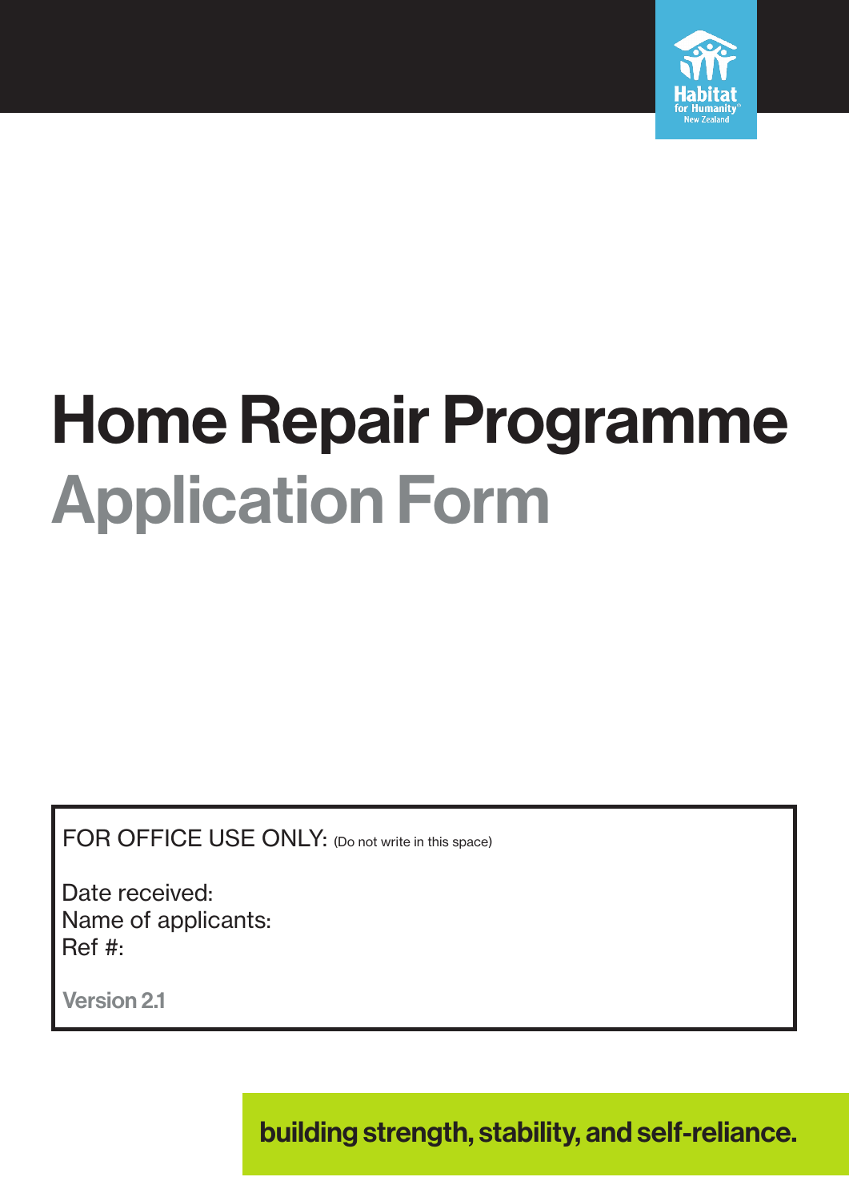Habitat for Humanity New Zealand

# Home Repair Programme
## Application Form

FOR OFFICE USE ONLY: (Do not write in this space)

Date received:
Name of applicants:
Ref #:

**Version 2.1**

**building strength, stability, and self-reliance.**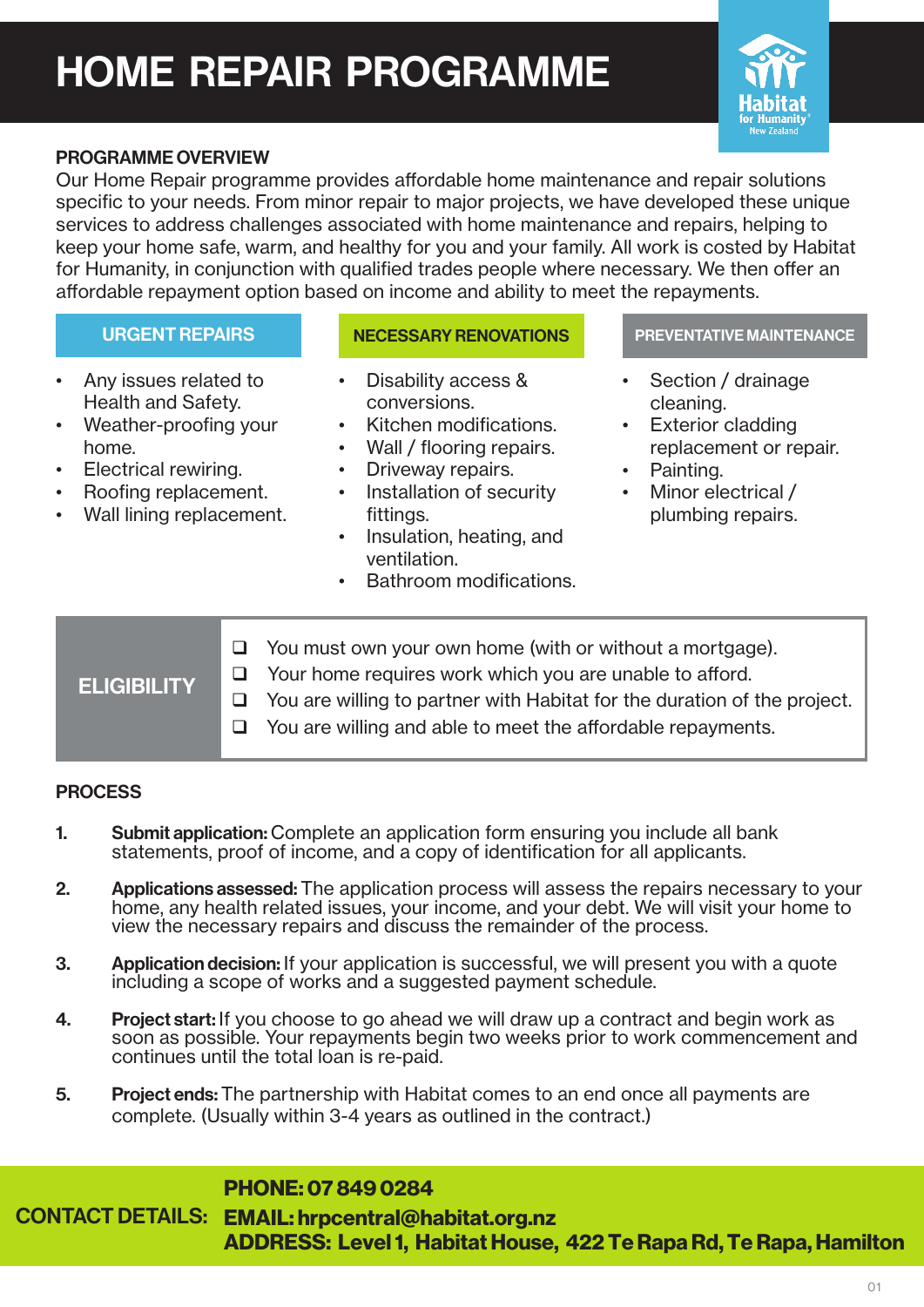# HOME REPAIR PROGRAMME

Habitat for Humanity New Zealand

## PROGRAMME OVERVIEW

Our Home Repair programme provides affordable home maintenance and repair solutions specific to your needs. From minor repair to major projects, we have developed these unique services to address challenges associated with home maintenance and repairs, helping to keep your home safe, warm, and healthy for you and your family. All work is costed by Habitat for Humanity, in conjunction with qualified trades people where necessary. We then offer an affordable repayment option based on income and ability to meet the repayments.

### URGENT REPAIRS

- Any issues related to Health and Safety.
- Weather-proofing your home.
- Electrical rewiring.
- Roofing replacement.
- Wall lining replacement.

### NECESSARY RENOVATIONS

- Disability access & conversions.
- Kitchen modifications.
- Wall / flooring repairs.
- Driveway repairs.
- Installation of security fittings.
- Insulation, heating, and ventilation.
- Bathroom modifications.

### PREVENTATIVE MAINTENANCE

- Section / drainage cleaning.
- Exterior cladding replacement or repair.
- Painting.
- Minor electrical / plumbing repairs.

## ELIGIBILITY

- ❑ You must own your own home (with or without a mortgage).
- ❑ Your home requires work which you are unable to afford.
- ❑ You are willing to partner with Habitat for the duration of the project.
- ❑ You are willing and able to meet the affordable repayments.

## PROCESS

1. **Submit application:** Complete an application form ensuring you include all bank statements, proof of income, and a copy of identification for all applicants.
2. **Applications assessed:** The application process will assess the repairs necessary to your home, any health related issues, your income, and your debt. We will visit your home to view the necessary repairs and discuss the remainder of the process.
3. **Application decision:** If your application is successful, we will present you with a quote including a scope of works and a suggested payment schedule.
4. **Project start:** If you choose to go ahead we will draw up a contract and begin work as soon as possible. Your repayments begin two weeks prior to work commencement and continues until the total loan is re-paid.
5. **Project ends:** The partnership with Habitat comes to an end once all payments are complete. (Usually within 3-4 years as outlined in the contract.)

**CONTACT DETAILS:**
**PHONE: 07 849 0284**
**EMAIL: hrpcentral@habitat.org.nz**
**ADDRESS: Level 1, Habitat House, 422 Te Rapa Rd, Te Rapa, Hamilton**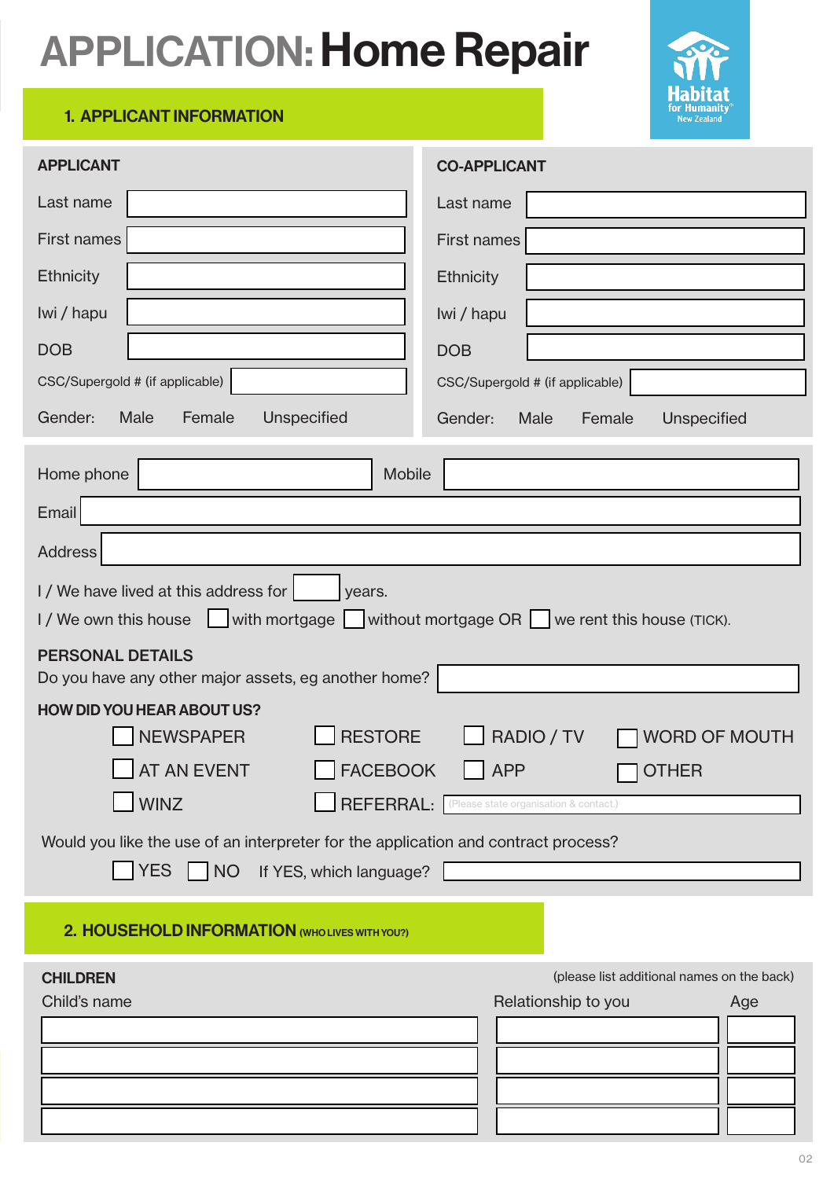# APPLICATION: Home Repair

Habitat for Humanity New Zealand

## 1. APPLICANT INFORMATION

| APPLICANT | | CO-APPLICANT | |
|---|---|---|---|
| Last name | | Last name | |
| First names | | First names | |
| Ethnicity | | Ethnicity | |
| Iwi / hapu | | Iwi / hapu | |
| DOB | | DOB | |
| CSC/Supergold # (if applicable) | | CSC/Supergold # (if applicable) | |
| Gender: Male Female Unspecified | | Gender: Male Female Unspecified | |

Home phone ____________ Mobile ____________

Email ____________

Address ____________

I / We have lived at this address for ____ years.

I / We own this house ☐ with mortgage ☐ without mortgage OR ☐ we rent this house (TICK).

**PERSONAL DETAILS**

Do you have any other major assets, eg another home? ____________

**HOW DID YOU HEAR ABOUT US?**

☐ NEWSPAPER ☐ RESTORE ☐ RADIO / TV ☐ WORD OF MOUTH

☐ AT AN EVENT ☐ FACEBOOK ☐ APP ☐ OTHER

☐ WINZ ☐ REFERRAL: (Please state organisation & contact.) ____________

Would you like the use of an interpreter for the application and contract process?

☐ YES ☐ NO If YES, which language? ____________

## 2. HOUSEHOLD INFORMATION (WHO LIVES WITH YOU?)

**CHILDREN** (please list additional names on the back)

| Child's name | Relationship to you | Age |
|---|---|---|
| | | |
| | | |
| | | |
| | | |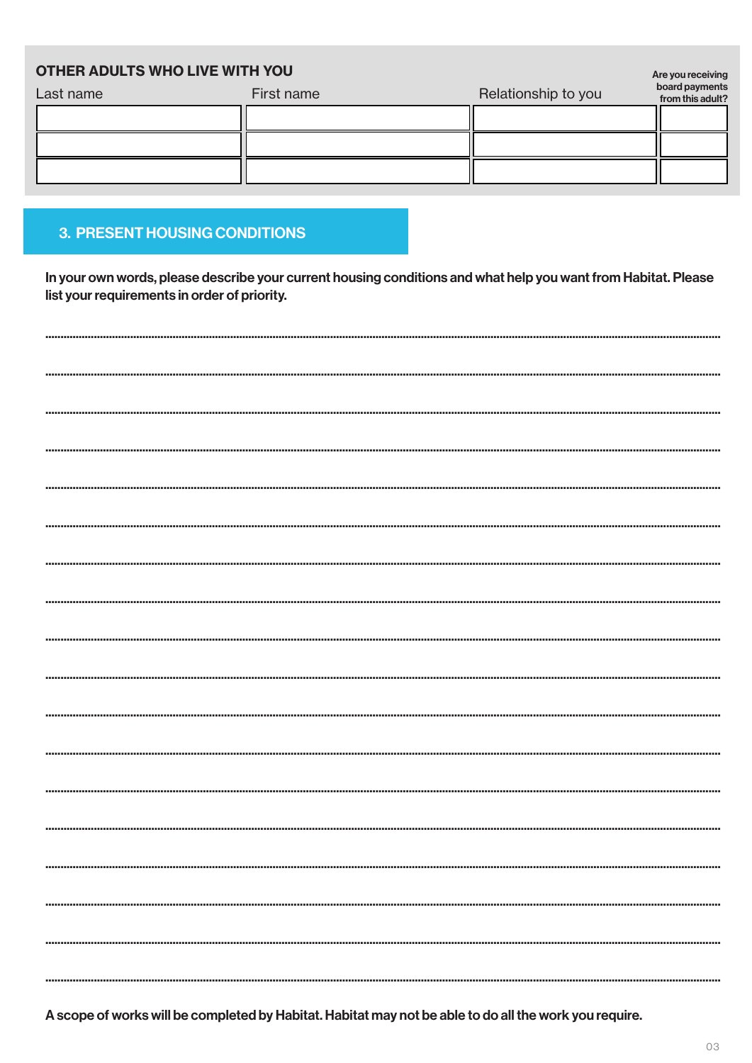## OTHER ADULTS WHO LIVE WITH YOU

| Last name | First name | Relationship to you | Are you receiving board payments from this adult? |
|---|---|---|---|
| | | | |
| | | | |
| | | | |

## 3. PRESENT HOUSING CONDITIONS

**In your own words, please describe your current housing conditions and what help you want from Habitat. Please list your requirements in order of priority.**

..............................................................................................................................................................................................................

..............................................................................................................................................................................................................

..............................................................................................................................................................................................................

..............................................................................................................................................................................................................

..............................................................................................................................................................................................................

..............................................................................................................................................................................................................

..............................................................................................................................................................................................................

..............................................................................................................................................................................................................

..............................................................................................................................................................................................................

..............................................................................................................................................................................................................

..............................................................................................................................................................................................................

..............................................................................................................................................................................................................

..............................................................................................................................................................................................................

..............................................................................................................................................................................................................

..............................................................................................................................................................................................................

..............................................................................................................................................................................................................

..............................................................................................................................................................................................................

..............................................................................................................................................................................................................

**A scope of works will be completed by Habitat. Habitat may not be able to do all the work you require.**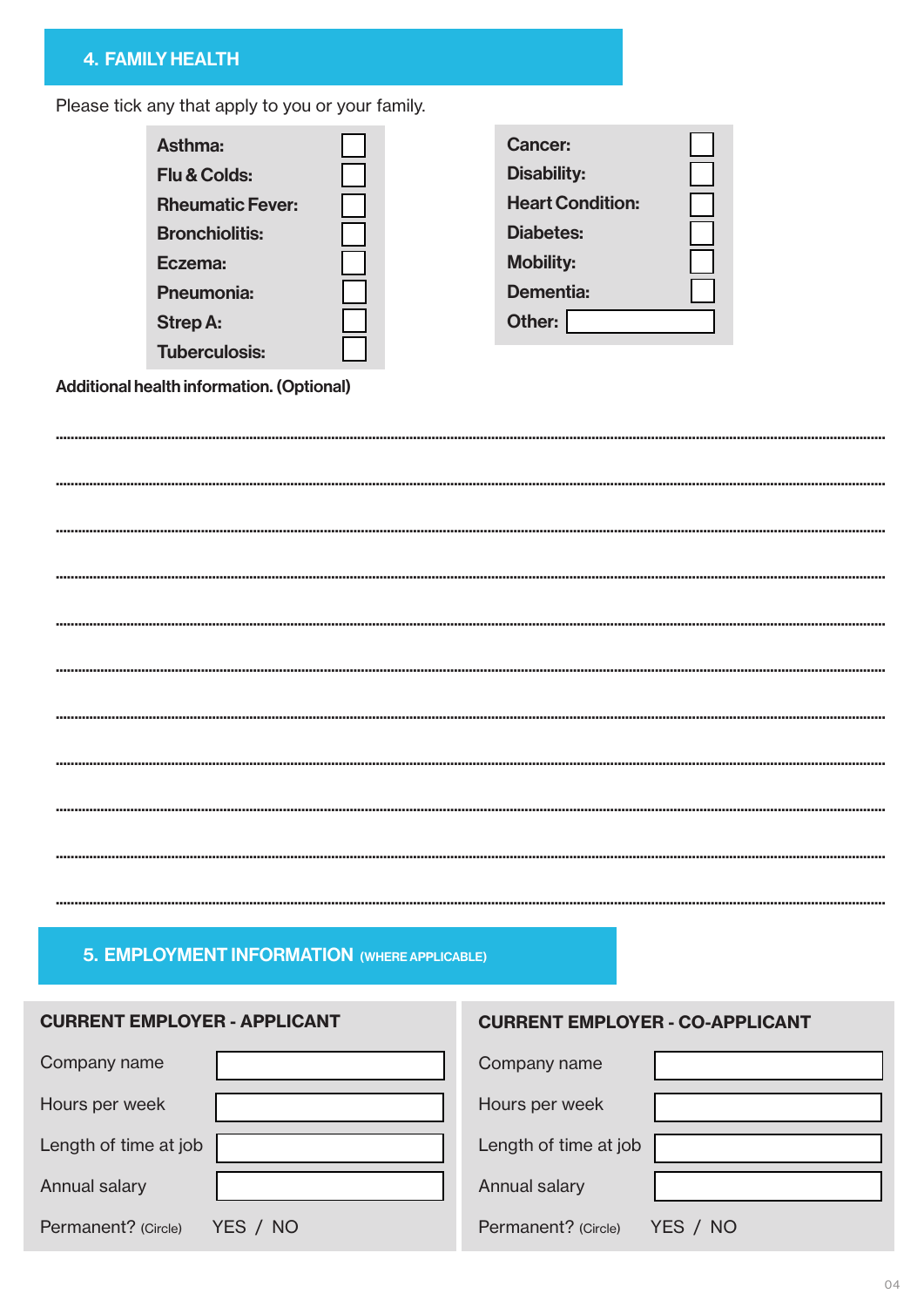## 4. FAMILY HEALTH

Please tick any that apply to you or your family.

| | | | |
|---|---|---|---|
| **Asthma:** | ☐ | **Cancer:** | ☐ |
| **Flu & Colds:** | ☐ | **Disability:** | ☐ |
| **Rheumatic Fever:** | ☐ | **Heart Condition:** | ☐ |
| **Bronchiolitis:** | ☐ | **Diabetes:** | ☐ |
| **Eczema:** | ☐ | **Mobility:** | ☐ |
| **Pneumonia:** | ☐ | **Dementia:** | ☐ |
| **Strep A:** | ☐ | **Other:** | |
| **Tuberculosis:** | ☐ | | |

**Additional health information. (Optional)**

.......................................................................................................................................

.......................................................................................................................................

.......................................................................................................................................

.......................................................................................................................................

.......................................................................................................................................

.......................................................................................................................................

.......................................................................................................................................

.......................................................................................................................................

.......................................................................................................................................

.......................................................................................................................................

.......................................................................................................................................

## 5. EMPLOYMENT INFORMATION (WHERE APPLICABLE)

| **CURRENT EMPLOYER - APPLICANT** | | **CURRENT EMPLOYER - CO-APPLICANT** | |
|---|---|---|---|
| Company name | | Company name | |
| Hours per week | | Hours per week | |
| Length of time at job | | Length of time at job | |
| Annual salary | | Annual salary | |
| Permanent? (Circle) | YES / NO | Permanent? (Circle) | YES / NO |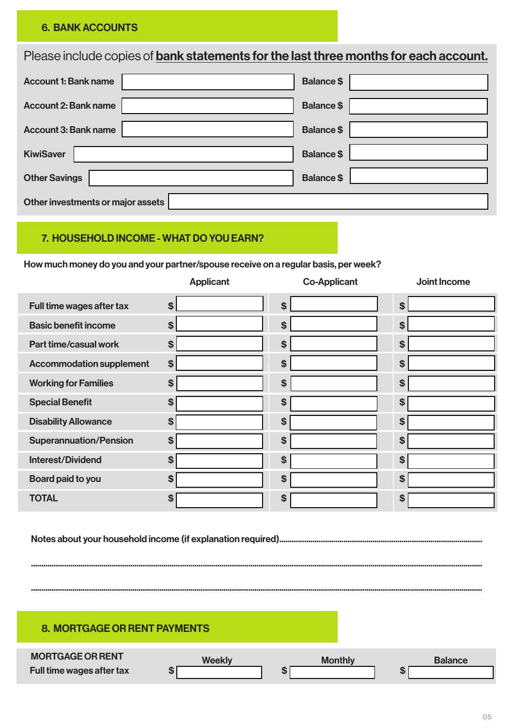## 6. BANK ACCOUNTS

Please include copies of **bank statements for the last three months for each account.**

| | | | |
|---|---|---|---|
| **Account 1: Bank name** | | **Balance $** | |
| **Account 2: Bank name** | | **Balance $** | |
| **Account 3: Bank name** | | **Balance $** | |
| **KiwiSaver** | | **Balance $** | |
| **Other Savings** | | **Balance $** | |
| **Other investments or major assets** | | | |

## 7. HOUSEHOLD INCOME - WHAT DO YOU EARN?

**How much money do you and your partner/spouse receive on a regular basis, per week?**

| | Applicant | Co-Applicant | Joint Income |
|---|---|---|---|
| **Full time wages after tax** | $ | $ | $ |
| **Basic benefit income** | $ | $ | $ |
| **Part time/casual work** | $ | $ | $ |
| **Accommodation supplement** | $ | $ | $ |
| **Working for Families** | $ | $ | $ |
| **Special Benefit** | $ | $ | $ |
| **Disability Allowance** | $ | $ | $ |
| **Superannuation/Pension** | $ | $ | $ |
| **Interest/Dividend** | $ | $ | $ |
| **Board paid to you** | $ | $ | $ |
| **TOTAL** | $ | $ | $ |

**Notes about your household income (if explanation required)**...............................................................................................

.............................................................................................................................................................................................

.............................................................................................................................................................................................

## 8. MORTGAGE OR RENT PAYMENTS

| **MORTGAGE OR RENT** | Weekly | Monthly | Balance |
|---|---|---|---|
| **Full time wages after tax** | $ | $ | $ |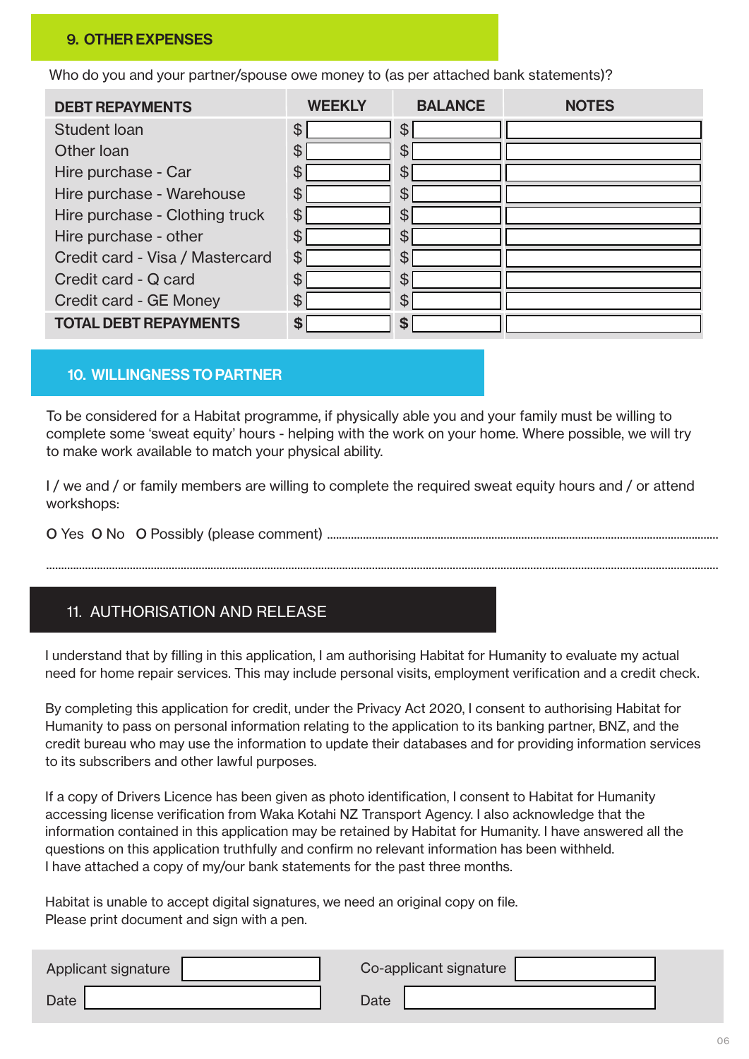## 9. OTHER EXPENSES

Who do you and your partner/spouse owe money to (as per attached bank statements)?

| DEBT REPAYMENTS | WEEKLY | BALANCE | NOTES |
|---|---|---|---|
| Student loan | $ | $ | |
| Other loan | $ | $ | |
| Hire purchase - Car | $ | $ | |
| Hire purchase - Warehouse | $ | $ | |
| Hire purchase - Clothing truck | $ | $ | |
| Hire purchase - other | $ | $ | |
| Credit card - Visa / Mastercard | $ | $ | |
| Credit card - Q card | $ | $ | |
| Credit card - GE Money | $ | $ | |
| **TOTAL DEBT REPAYMENTS** | **$** | **$** | |

## 10. WILLINGNESS TO PARTNER

To be considered for a Habitat programme, if physically able you and your family must be willing to complete some 'sweat equity' hours - helping with the work on your home. Where possible, we will try to make work available to match your physical ability.

I / we and / or family members are willing to complete the required sweat equity hours and / or attend workshops:

O Yes O No O Possibly (please comment) ..............................................................................................................

..............................................................................................................................................................................................

## 11. AUTHORISATION AND RELEASE

I understand that by filling in this application, I am authorising Habitat for Humanity to evaluate my actual need for home repair services. This may include personal visits, employment verification and a credit check.

By completing this application for credit, under the Privacy Act 2020, I consent to authorising Habitat for Humanity to pass on personal information relating to the application to its banking partner, BNZ, and the credit bureau who may use the information to update their databases and for providing information services to its subscribers and other lawful purposes.

If a copy of Drivers Licence has been given as photo identification, I consent to Habitat for Humanity accessing license verification from Waka Kotahi NZ Transport Agency. I also acknowledge that the information contained in this application may be retained by Habitat for Humanity. I have answered all the questions on this application truthfully and confirm no relevant information has been withheld.
I have attached a copy of my/our bank statements for the past three months.

Habitat is unable to accept digital signatures, we need an original copy on file.
Please print document and sign with a pen.

| Applicant signature | | Co-applicant signature | |
|---|---|---|---|
| Date | | Date | |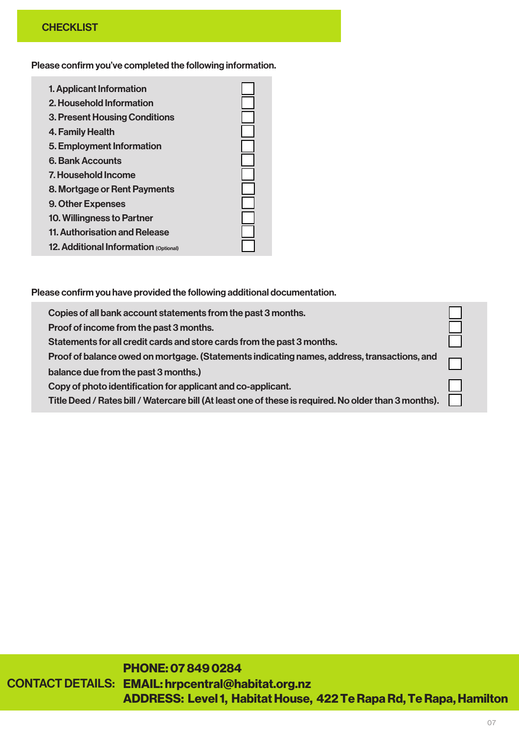## CHECKLIST

Please confirm you've completed the following information.

| | |
|---|---|
| 1. Applicant Information | ☐ |
| 2. Household Information | ☐ |
| 3. Present Housing Conditions | ☐ |
| 4. Family Health | ☐ |
| 5. Employment Information | ☐ |
| 6. Bank Accounts | ☐ |
| 7. Household Income | ☐ |
| 8. Mortgage or Rent Payments | ☐ |
| 9. Other Expenses | ☐ |
| 10. Willingness to Partner | ☐ |
| 11. Authorisation and Release | ☐ |
| 12. Additional Information (Optional) | ☐ |

Please confirm you have provided the following additional documentation.

| | |
|---|---|
| Copies of all bank account statements from the past 3 months. | ☐ |
| Proof of income from the past 3 months. | ☐ |
| Statements for all credit cards and store cards from the past 3 months. | ☐ |
| Proof of balance owed on mortgage. (Statements indicating names, address, transactions, and balance due from the past 3 months.) | ☐ |
| Copy of photo identification for applicant and co-applicant. | ☐ |
| Title Deed / Rates bill / Watercare bill (At least one of these is required. No older than 3 months). | ☐ |

**CONTACT DETAILS:**
**PHONE: 07 849 0284**
**EMAIL: hrpcentral@habitat.org.nz**
**ADDRESS: Level 1, Habitat House, 422 Te Rapa Rd, Te Rapa, Hamilton**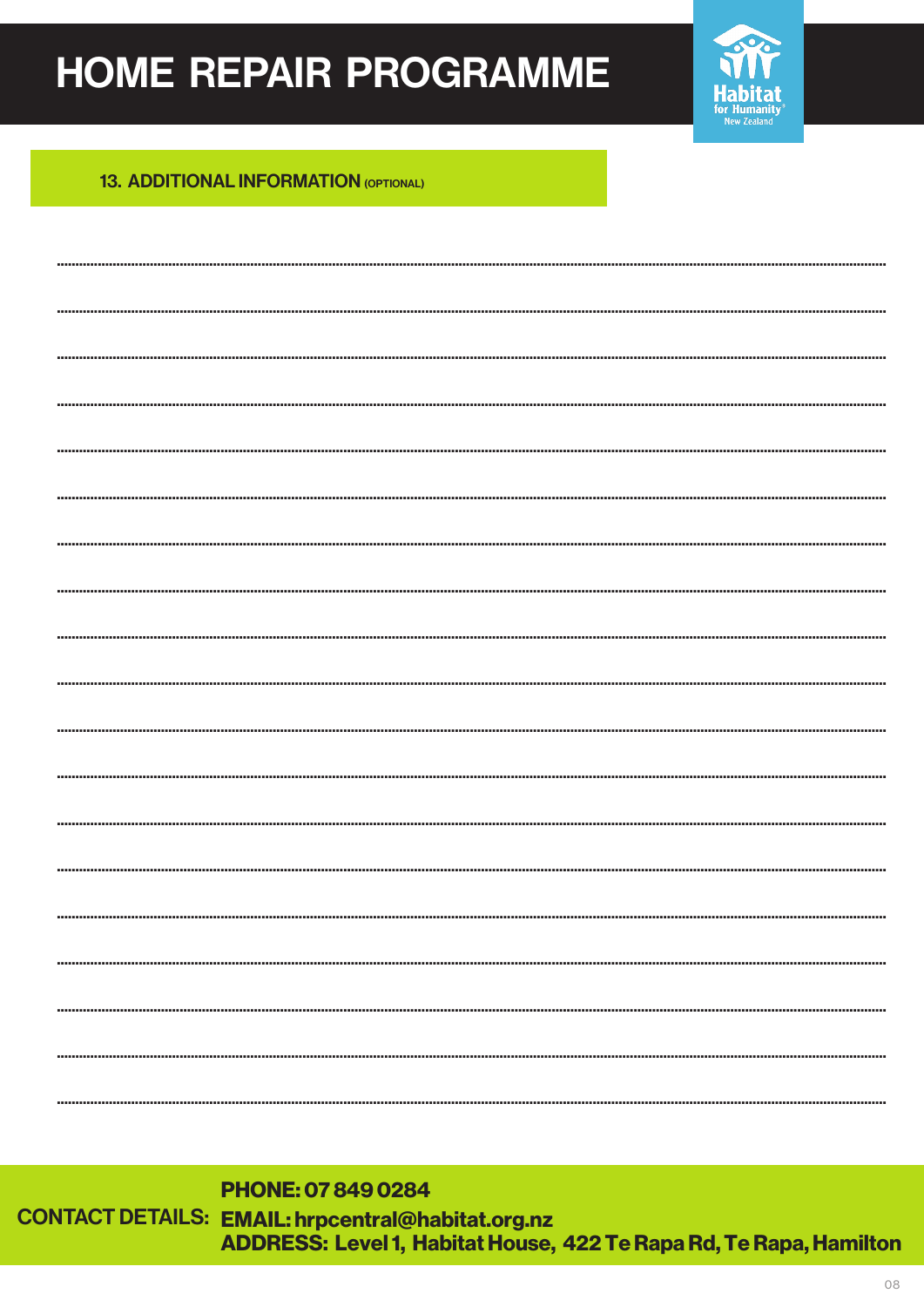# HOME REPAIR PROGRAMME

Habitat for Humanity New Zealand

## 13. ADDITIONAL INFORMATION (OPTIONAL)

..............................................................................................................................................................................................................

..............................................................................................................................................................................................................

..............................................................................................................................................................................................................

..............................................................................................................................................................................................................

..............................................................................................................................................................................................................

..............................................................................................................................................................................................................

..............................................................................................................................................................................................................

..............................................................................................................................................................................................................

..............................................................................................................................................................................................................

..............................................................................................................................................................................................................

..............................................................................................................................................................................................................

..............................................................................................................................................................................................................

..............................................................................................................................................................................................................

..............................................................................................................................................................................................................

..............................................................................................................................................................................................................

..............................................................................................................................................................................................................

..............................................................................................................................................................................................................

..............................................................................................................................................................................................................

..............................................................................................................................................................................................................

**CONTACT DETAILS:**

**PHONE: 07 849 0284**

**EMAIL: hrpcentral@habitat.org.nz**

**ADDRESS: Level 1, Habitat House, 422 Te Rapa Rd, Te Rapa, Hamilton**